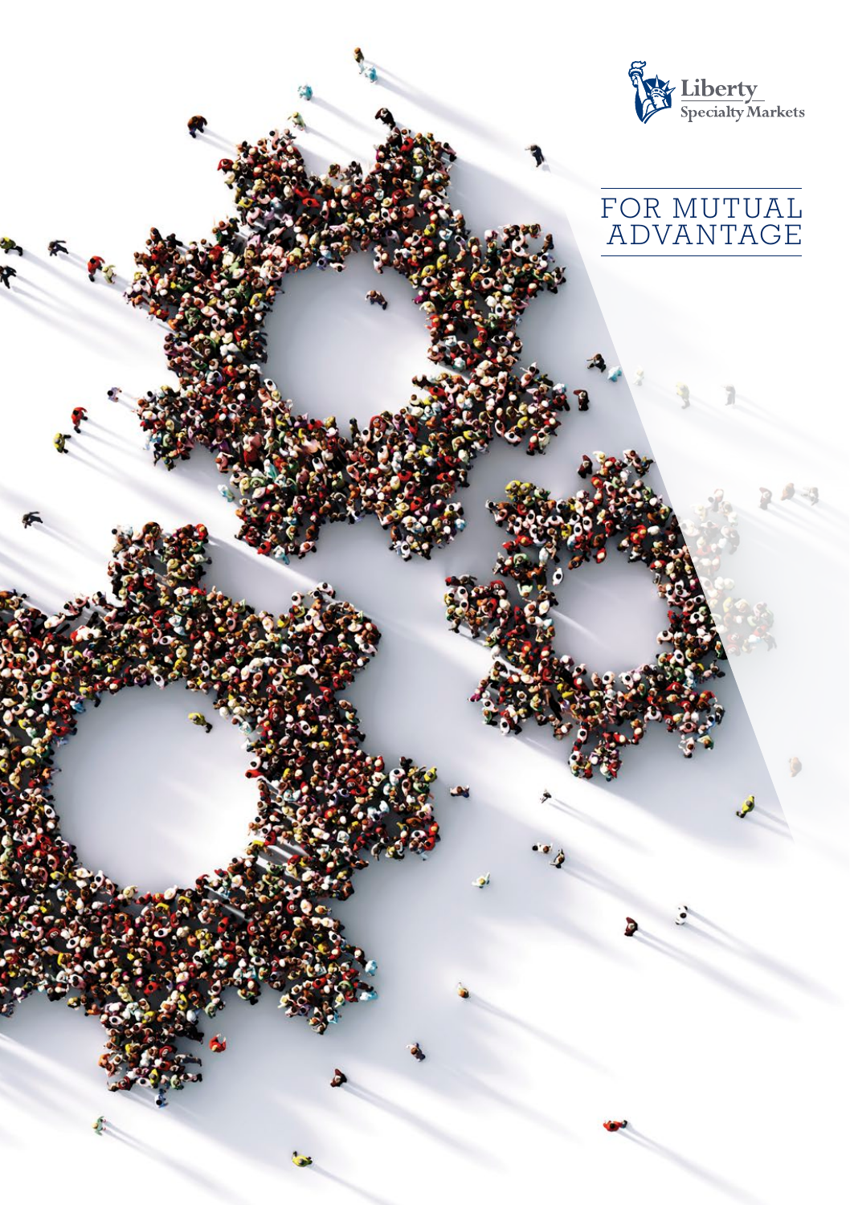Liberty Specialty Markets

# FOR MUTUAL ADVANTAGE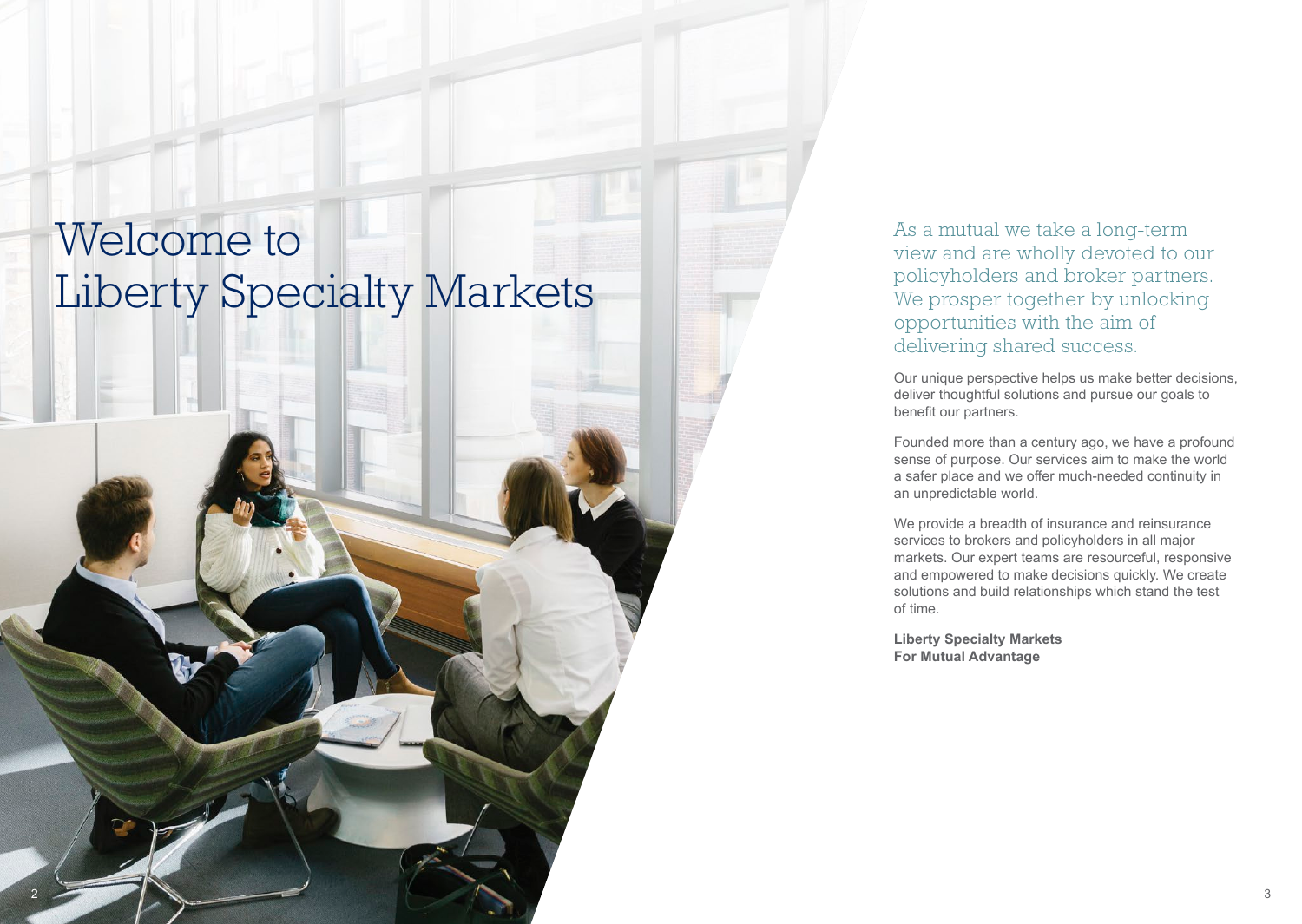# Welcome to Liberty Specialty Markets

As a mutual we take a long-term view and are wholly devoted to our policyholders and broker partners. We prosper together by unlocking opportunities with the aim of delivering shared success.

Our unique perspective helps us make better decisions, deliver thoughtful solutions and pursue our goals to benefit our partners.

Founded more than a century ago, we have a profound sense of purpose. Our services aim to make the world a safer place and we offer much-needed continuity in an unpredictable world.

We provide a breadth of insurance and reinsurance services to brokers and policyholders in all major markets. Our expert teams are resourceful, responsive and empowered to make decisions quickly. We create solutions and build relationships which stand the test of time.

**Liberty Specialty Markets**
**For Mutual Advantage**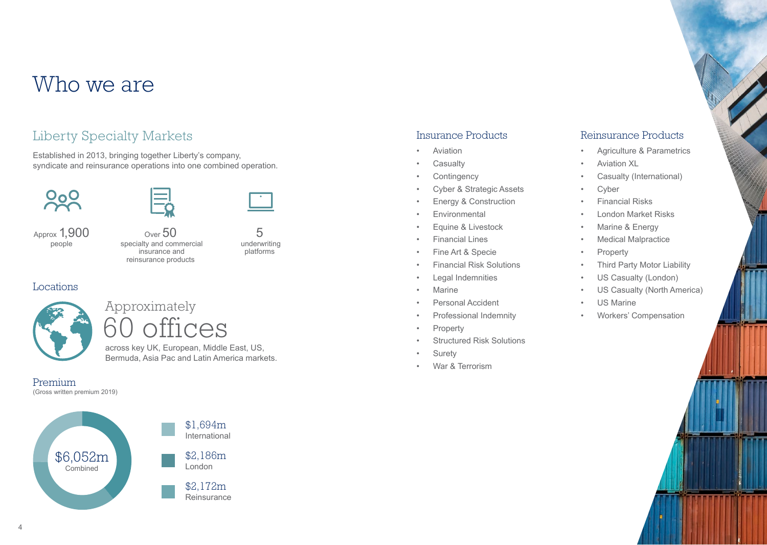# Who we are

## Liberty Specialty Markets

Established in 2013, bringing together Liberty's company, syndicate and reinsurance operations into one combined operation.

Approx **1,900** people

Over **50** specialty and commercial insurance and reinsurance products

**5** underwriting platforms

### Locations

Approximately
**60 offices**
across key UK, European, Middle East, US, Bermuda, Asia Pac and Latin America markets.

### Premium

(Gross written premium 2019)

**$6,052m** Combined

- $1,694m International
- $2,186m London
- $2,172m Reinsurance

### Insurance Products

- Aviation
- Casualty
- Contingency
- Cyber & Strategic Assets
- Energy & Construction
- Environmental
- Equine & Livestock
- Financial Lines
- Fine Art & Specie
- Financial Risk Solutions
- Legal Indemnities
- Marine
- Personal Accident
- Professional Indemnity
- Property
- Structured Risk Solutions
- Surety
- War & Terrorism

### Reinsurance Products

- Agriculture & Parametrics
- Aviation XL
- Casualty (International)
- Cyber
- Financial Risks
- London Market Risks
- Marine & Energy
- Medical Malpractice
- Property
- Third Party Motor Liability
- US Casualty (London)
- US Casualty (North America)
- US Marine
- Workers' Compensation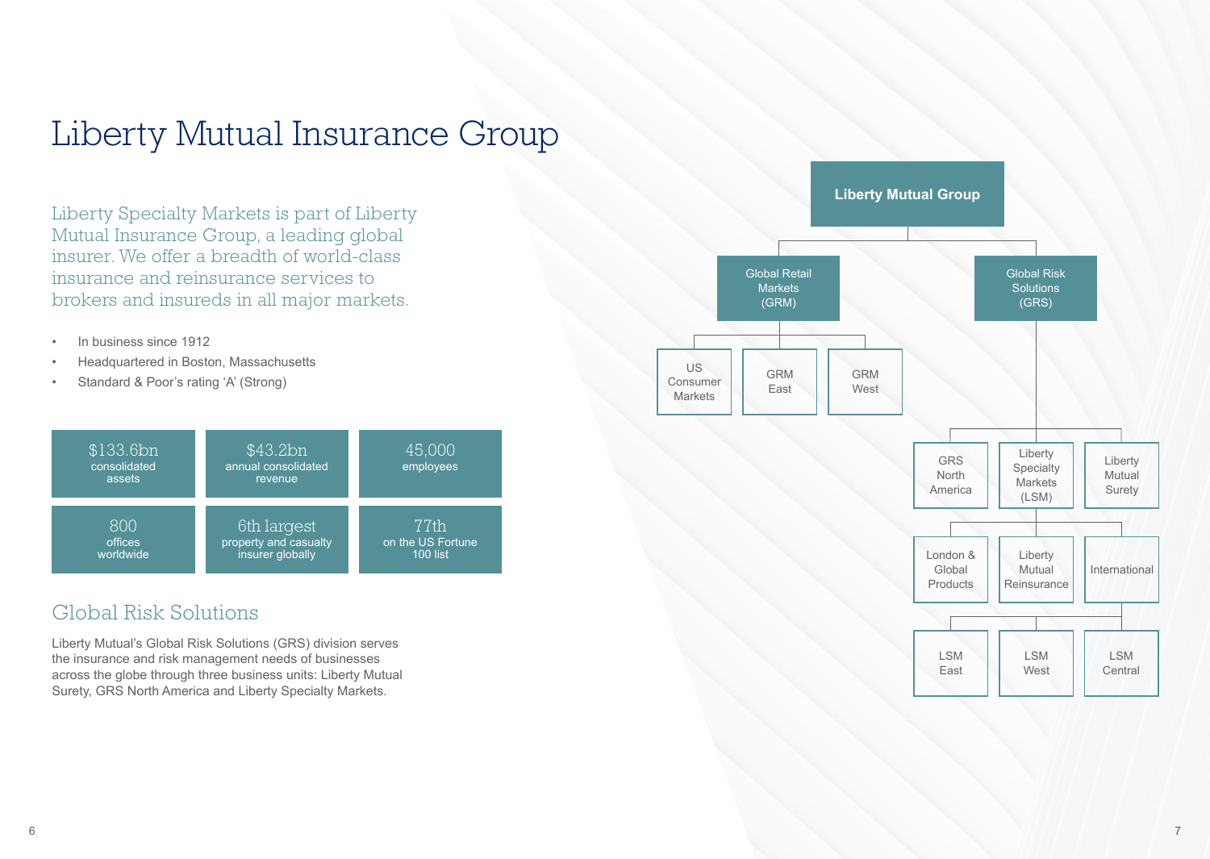# Liberty Mutual Insurance Group

Liberty Specialty Markets is part of Liberty Mutual Insurance Group, a leading global insurer. We offer a breadth of world-class insurance and reinsurance services to brokers and insureds in all major markets.

- In business since 1912
- Headquartered in Boston, Massachusetts
- Standard & Poor's rating 'A' (Strong)

| | | |
|---|---|---|
| $133.6bn consolidated assets | $43.2bn annual consolidated revenue | 45,000 employees |
| 800 offices worldwide | 6th largest property and casualty insurer globally | 77th on the US Fortune 100 list |

## Global Risk Solutions

Liberty Mutual's Global Risk Solutions (GRS) division serves the insurance and risk management needs of businesses across the globe through three business units: Liberty Mutual Surety, GRS North America and Liberty Specialty Markets.

**Liberty Mutual Group**

- Global Retail Markets (GRM)
  - US Consumer Markets
  - GRM East
  - GRM West
- Global Risk Solutions (GRS)
  - GRS North America
  - Liberty Specialty Markets (LSM)
    - London & Global Products
    - Liberty Mutual Reinsurance
    - International
      - LSM East
      - LSM West
      - LSM Central
  - Liberty Mutual Surety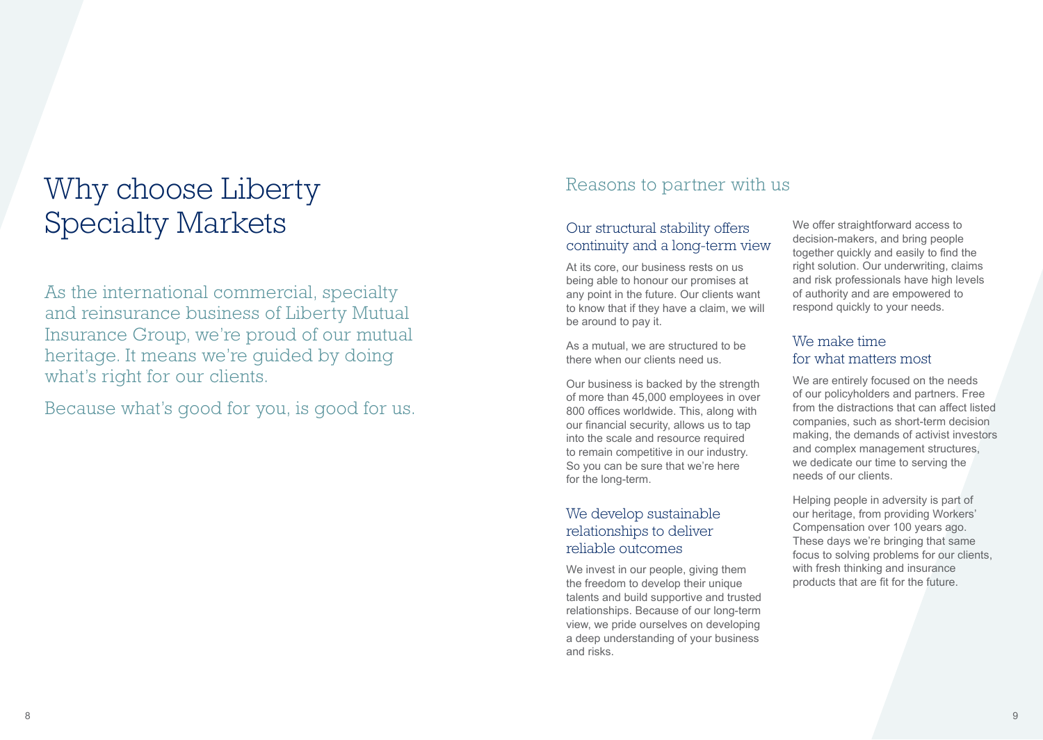# Why choose Liberty Specialty Markets

As the international commercial, specialty and reinsurance business of Liberty Mutual Insurance Group, we're proud of our mutual heritage. It means we're guided by doing what's right for our clients.

Because what's good for you, is good for us.

## Reasons to partner with us

### Our structural stability offers continuity and a long-term view

At its core, our business rests on us being able to honour our promises at any point in the future. Our clients want to know that if they have a claim, we will be around to pay it.

As a mutual, we are structured to be there when our clients need us.

Our business is backed by the strength of more than 45,000 employees in over 800 offices worldwide. This, along with our financial security, allows us to tap into the scale and resource required to remain competitive in our industry. So you can be sure that we're here for the long-term.

### We develop sustainable relationships to deliver reliable outcomes

We invest in our people, giving them the freedom to develop their unique talents and build supportive and trusted relationships. Because of our long-term view, we pride ourselves on developing a deep understanding of your business and risks.

We offer straightforward access to decision-makers, and bring people together quickly and easily to find the right solution. Our underwriting, claims and risk professionals have high levels of authority and are empowered to respond quickly to your needs.

### We make time for what matters most

We are entirely focused on the needs of our policyholders and partners. Free from the distractions that can affect listed companies, such as short-term decision making, the demands of activist investors and complex management structures, we dedicate our time to serving the needs of our clients.

Helping people in adversity is part of our heritage, from providing Workers' Compensation over 100 years ago. These days we're bringing that same focus to solving problems for our clients, with fresh thinking and insurance products that are fit for the future.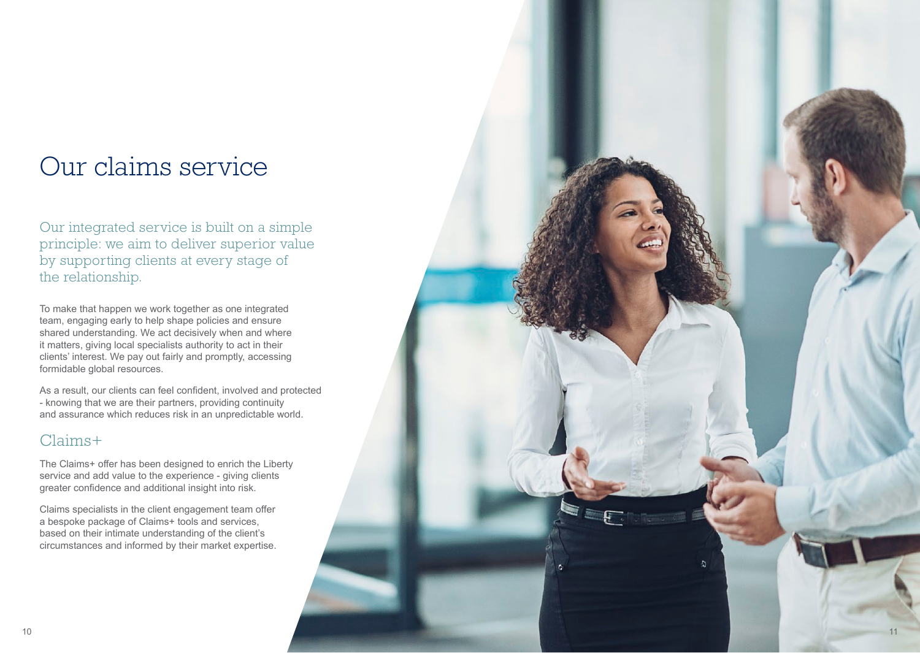# Our claims service

Our integrated service is built on a simple principle: we aim to deliver superior value by supporting clients at every stage of the relationship.

To make that happen we work together as one integrated team, engaging early to help shape policies and ensure shared understanding. We act decisively when and where it matters, giving local specialists authority to act in their clients' interest. We pay out fairly and promptly, accessing formidable global resources.

As a result, our clients can feel confident, involved and protected - knowing that we are their partners, providing continuity and assurance which reduces risk in an unpredictable world.

## Claims+

The Claims+ offer has been designed to enrich the Liberty service and add value to the experience - giving clients greater confidence and additional insight into risk.

Claims specialists in the client engagement team offer a bespoke package of Claims+ tools and services, based on their intimate understanding of the client's circumstances and informed by their market expertise.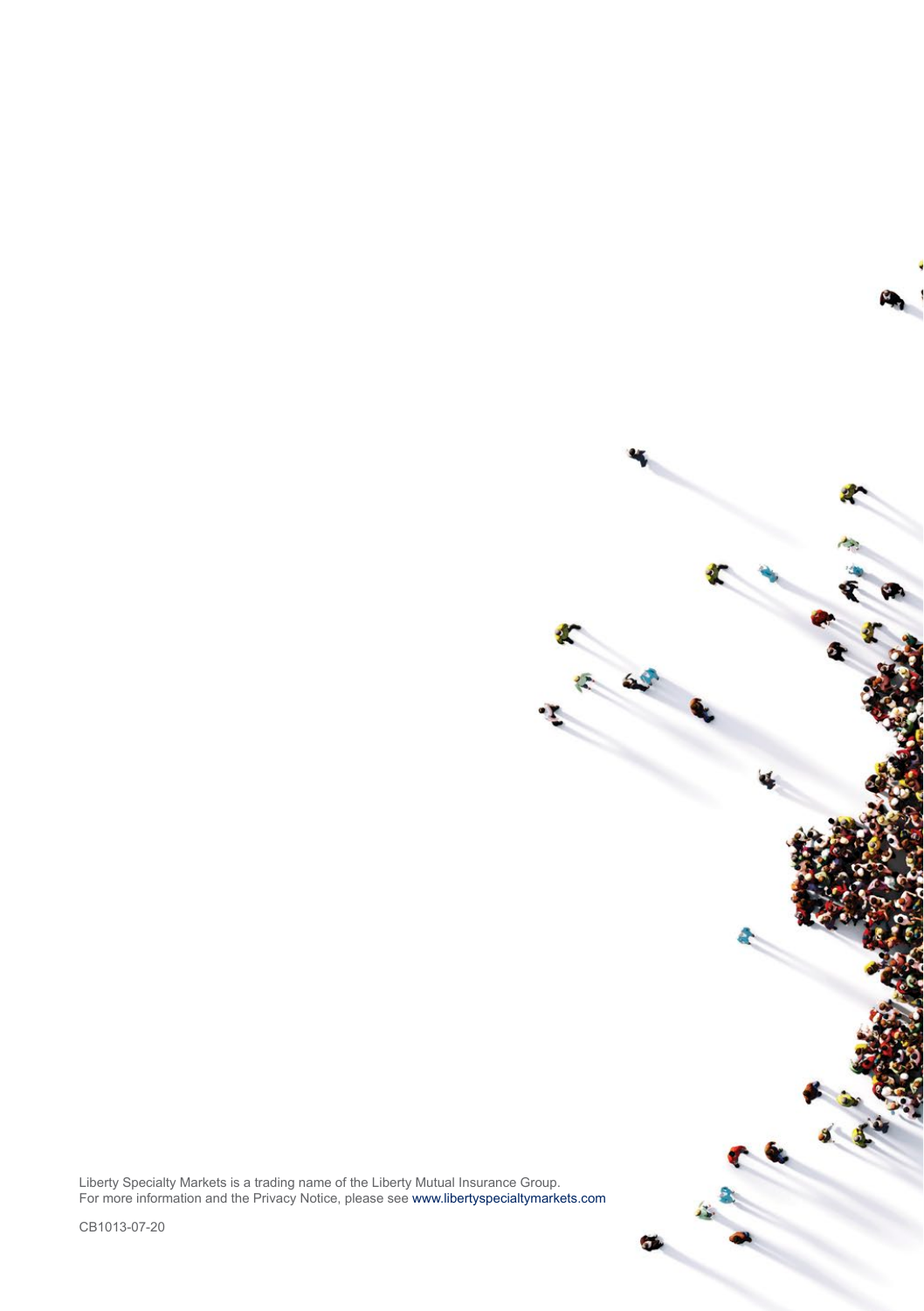Liberty Specialty Markets is a trading name of the Liberty Mutual Insurance Group.
For more information and the Privacy Notice, please see www.libertyspecialtymarkets.com

CB1013-07-20